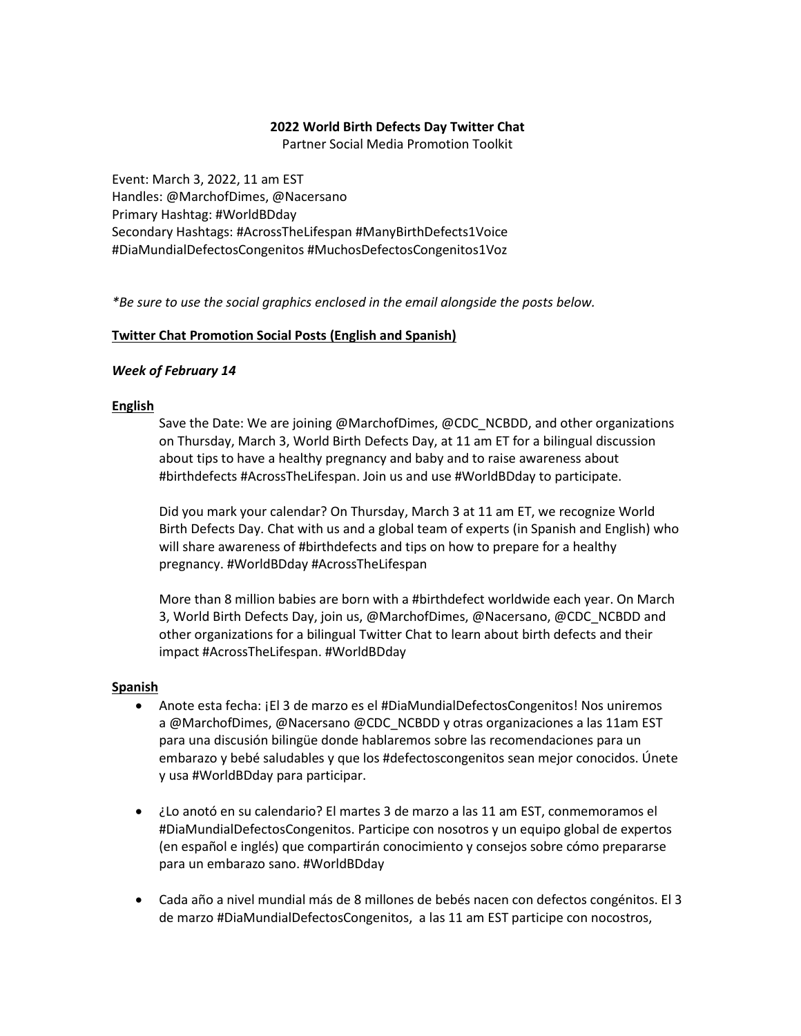**2022 World Birth Defects Day Twitter Chat**

Partner Social Media Promotion Toolkit

Event: March 3, 2022, 11 am EST
Handles: @MarchofDimes, @Nacersano
Primary Hashtag: #WorldBDday
Secondary Hashtags: #AcrossTheLifespan #ManyBirthDefects1Voice #DiaMundialDefectosCongenitos #MuchosDefectosCongenitos1Voz

*\*Be sure to use the social graphics enclosed in the email alongside the posts below.*

**Twitter Chat Promotion Social Posts (English and Spanish)**

***Week of February 14***

**English**

Save the Date: We are joining @MarchofDimes, @CDC_NCBDD, and other organizations on Thursday, March 3, World Birth Defects Day, at 11 am ET for a bilingual discussion about tips to have a healthy pregnancy and baby and to raise awareness about #birthdefects #AcrossTheLifespan. Join us and use #WorldBDday to participate.

Did you mark your calendar? On Thursday, March 3 at 11 am ET, we recognize World Birth Defects Day. Chat with us and a global team of experts (in Spanish and English) who will share awareness of #birthdefects and tips on how to prepare for a healthy pregnancy. #WorldBDday #AcrossTheLifespan

More than 8 million babies are born with a #birthdefect worldwide each year. On March 3, World Birth Defects Day, join us, @MarchofDimes, @Nacersano, @CDC_NCBDD and other organizations for a bilingual Twitter Chat to learn about birth defects and their impact #AcrossTheLifespan. #WorldBDday

**Spanish**

- Anote esta fecha: ¡El 3 de marzo es el #DiaMundialDefectosCongenitos! Nos uniremos a @MarchofDimes, @Nacersano @CDC_NCBDD y otras organizaciones a las 11am EST para una discusión bilingüe donde hablaremos sobre las recomendaciones para un embarazo y bebé saludables y que los #defectoscongenitos sean mejor conocidos. Únete y usa #WorldBDday para participar.
- ¿Lo anotó en su calendario? El martes 3 de marzo a las 11 am EST, conmemoramos el #DiaMundialDefectosCongenitos. Participe con nosotros y un equipo global de expertos (en español e inglés) que compartirán conocimiento y consejos sobre cómo prepararse para un embarazo sano. #WorldBDday
- Cada año a nivel mundial más de 8 millones de bebés nacen con defectos congénitos. El 3 de marzo #DiaMundialDefectosCongenitos, a las 11 am EST participe con nocostros,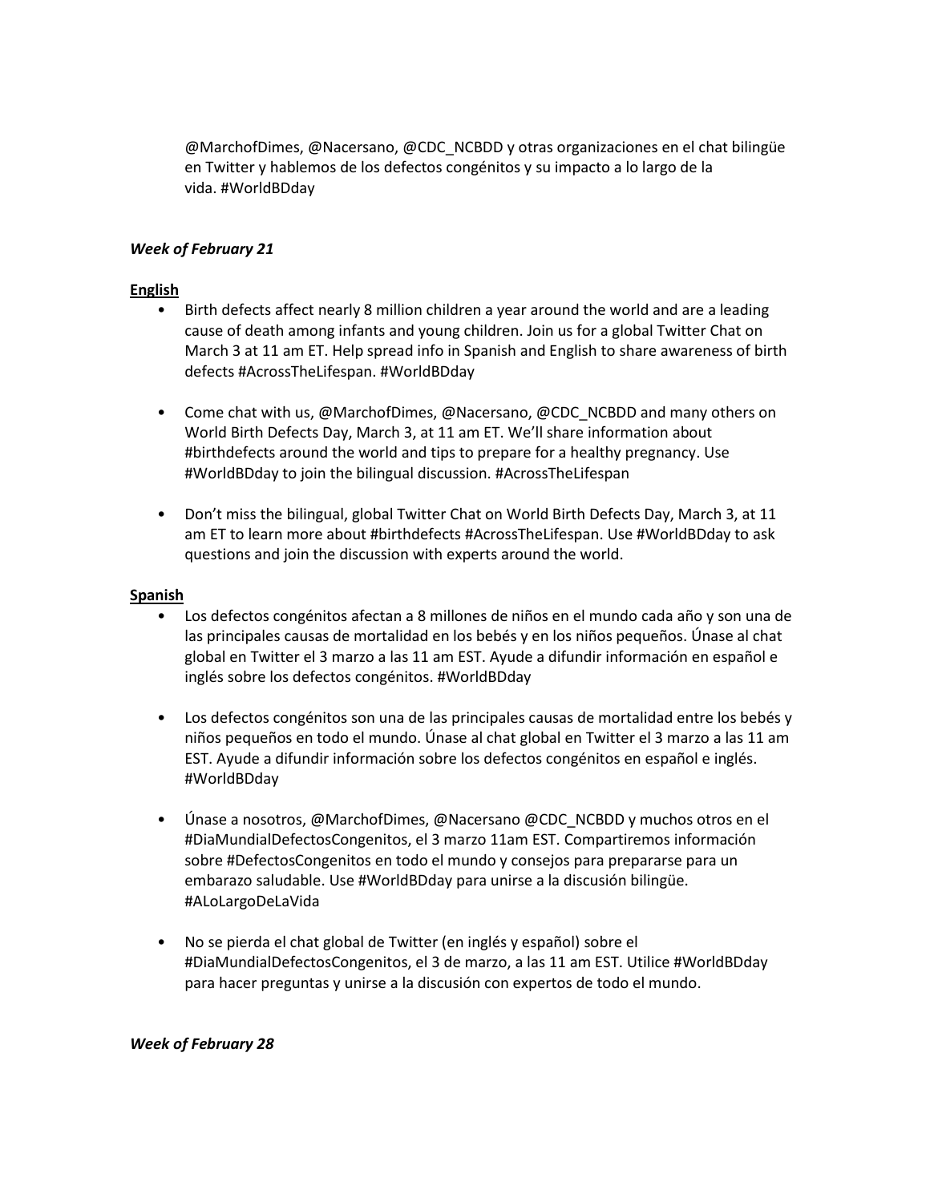@MarchofDimes, @Nacersano, @CDC_NCBDD y otras organizaciones en el chat bilingüe en Twitter y hablemos de los defectos congénitos y su impacto a lo largo de la vida. #WorldBDday

***Week of February 21***

__English__

- Birth defects affect nearly 8 million children a year around the world and are a leading cause of death among infants and young children. Join us for a global Twitter Chat on March 3 at 11 am ET. Help spread info in Spanish and English to share awareness of birth defects #AcrossTheLifespan. #WorldBDday

- Come chat with us, @MarchofDimes, @Nacersano, @CDC_NCBDD and many others on World Birth Defects Day, March 3, at 11 am ET. We'll share information about #birthdefects around the world and tips to prepare for a healthy pregnancy. Use #WorldBDday to join the bilingual discussion. #AcrossTheLifespan

- Don't miss the bilingual, global Twitter Chat on World Birth Defects Day, March 3, at 11 am ET to learn more about #birthdefects #AcrossTheLifespan. Use #WorldBDday to ask questions and join the discussion with experts around the world.

__Spanish__

- Los defectos congénitos afectan a 8 millones de niños en el mundo cada año y son una de las principales causas de mortalidad en los bebés y en los niños pequeños. Únase al chat global en Twitter el 3 marzo a las 11 am EST. Ayude a difundir información en español e inglés sobre los defectos congénitos. #WorldBDday

- Los defectos congénitos son una de las principales causas de mortalidad entre los bebés y niños pequeños en todo el mundo. Únase al chat global en Twitter el 3 marzo a las 11 am EST. Ayude a difundir información sobre los defectos congénitos en español e inglés. #WorldBDday

- Únase a nosotros, @MarchofDimes, @Nacersano @CDC_NCBDD y muchos otros en el #DiaMundialDefectosCongenitos, el 3 marzo 11am EST. Compartiremos información sobre #DefectosCongenitos en todo el mundo y consejos para prepararse para un embarazo saludable. Use #WorldBDday para unirse a la discusión bilingüe. #ALoLargoDeLaVida

- No se pierda el chat global de Twitter (en inglés y español) sobre el #DiaMundialDefectosCongenitos, el 3 de marzo, a las 11 am EST. Utilice #WorldBDday para hacer preguntas y unirse a la discusión con expertos de todo el mundo.

***Week of February 28***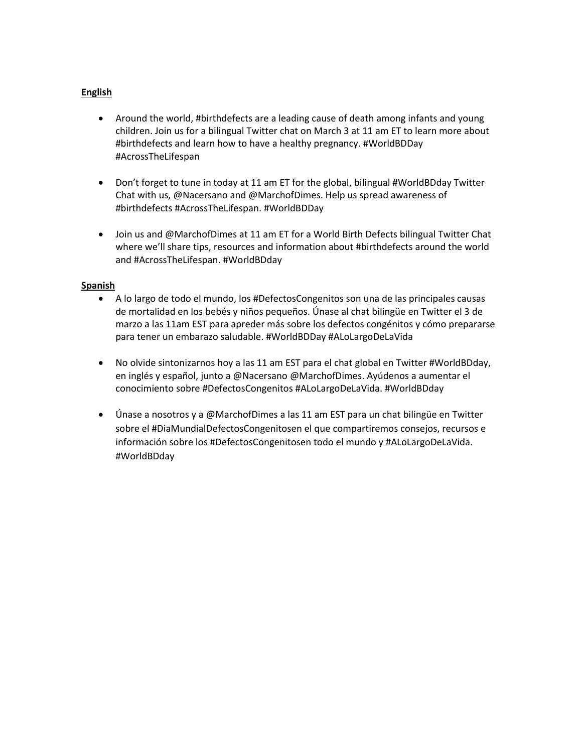**English**

- Around the world, #birthdefects are a leading cause of death among infants and young children. Join us for a bilingual Twitter chat on March 3 at 11 am ET to learn more about #birthdefects and learn how to have a healthy pregnancy. #WorldBDDay #AcrossTheLifespan

- Don't forget to tune in today at 11 am ET for the global, bilingual #WorldBDday Twitter Chat with us, @Nacersano and @MarchofDimes. Help us spread awareness of #birthdefects #AcrossTheLifespan. #WorldBDDay

- Join us and @MarchofDimes at 11 am ET for a World Birth Defects bilingual Twitter Chat where we'll share tips, resources and information about #birthdefects around the world and #AcrossTheLifespan. #WorldBDday

**Spanish**

- A lo largo de todo el mundo, los #DefectosCongenitos son una de las principales causas de mortalidad en los bebés y niños pequeños. Únase al chat bilingüe en Twitter el 3 de marzo a las 11am EST para apreder más sobre los defectos congénitos y cómo prepararse para tener un embarazo saludable. #WorldBDDay #ALoLargoDeLaVida

- No olvide sintonizarnos hoy a las 11 am EST para el chat global en Twitter #WorldBDday, en inglés y español, junto a @Nacersano @MarchofDimes. Ayúdenos a aumentar el conocimiento sobre #DefectosCongenitos #ALoLargoDeLaVida. #WorldBDday

- Únase a nosotros y a @MarchofDimes a las 11 am EST para un chat bilingüe en Twitter sobre el #DiaMundialDefectosCongenitosen el que compartiremos consejos, recursos e información sobre los #DefectosCongenitosen todo el mundo y #ALoLargoDeLaVida. #WorldBDday